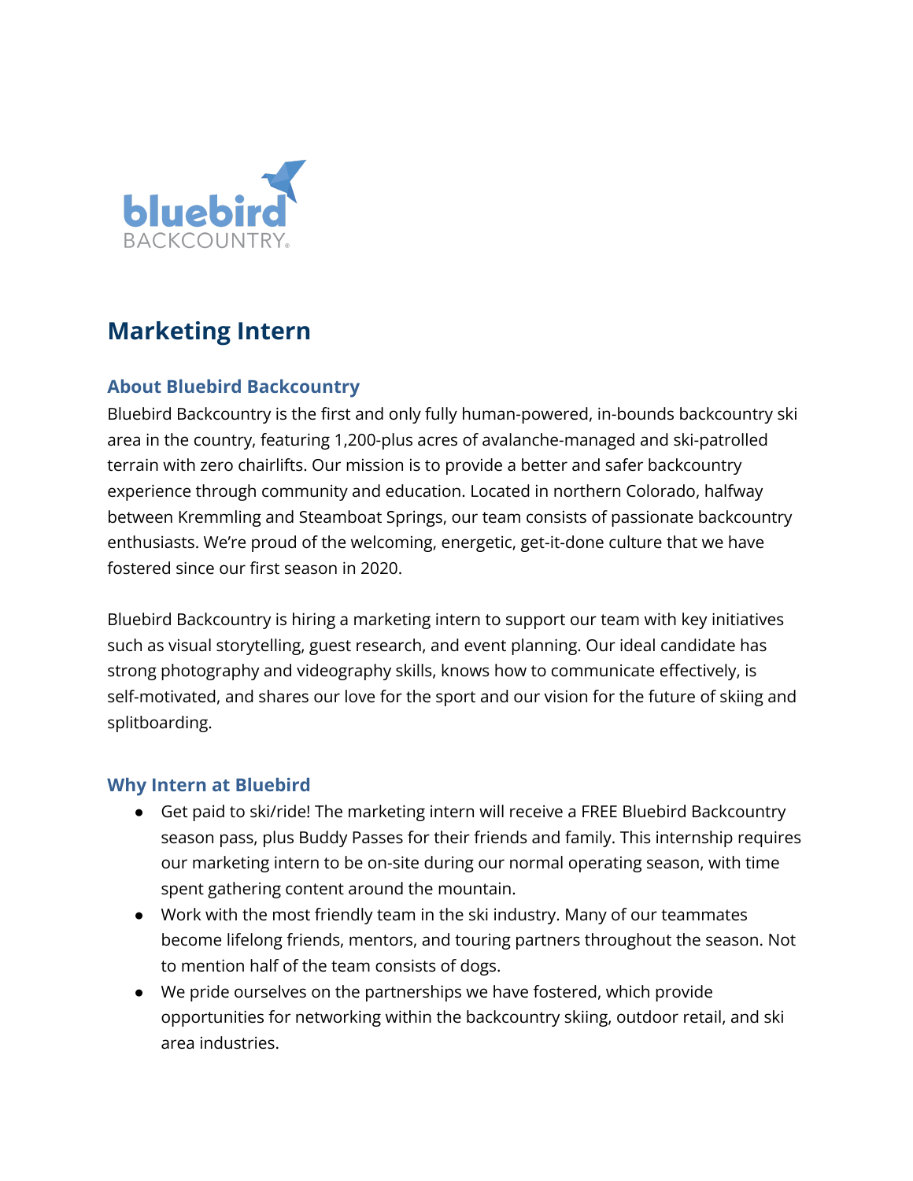# Marketing Intern

## About Bluebird Backcountry

Bluebird Backcountry is the first and only fully human-powered, in-bounds backcountry ski area in the country, featuring 1,200-plus acres of avalanche-managed and ski-patrolled terrain with zero chairlifts. Our mission is to provide a better and safer backcountry experience through community and education. Located in northern Colorado, halfway between Kremmling and Steamboat Springs, our team consists of passionate backcountry enthusiasts. We're proud of the welcoming, energetic, get-it-done culture that we have fostered since our first season in 2020.

Bluebird Backcountry is hiring a marketing intern to support our team with key initiatives such as visual storytelling, guest research, and event planning. Our ideal candidate has strong photography and videography skills, knows how to communicate effectively, is self-motivated, and shares our love for the sport and our vision for the future of skiing and splitboarding.

## Why Intern at Bluebird

- Get paid to ski/ride! The marketing intern will receive a FREE Bluebird Backcountry season pass, plus Buddy Passes for their friends and family. This internship requires our marketing intern to be on-site during our normal operating season, with time spent gathering content around the mountain.
- Work with the most friendly team in the ski industry. Many of our teammates become lifelong friends, mentors, and touring partners throughout the season. Not to mention half of the team consists of dogs.
- We pride ourselves on the partnerships we have fostered, which provide opportunities for networking within the backcountry skiing, outdoor retail, and ski area industries.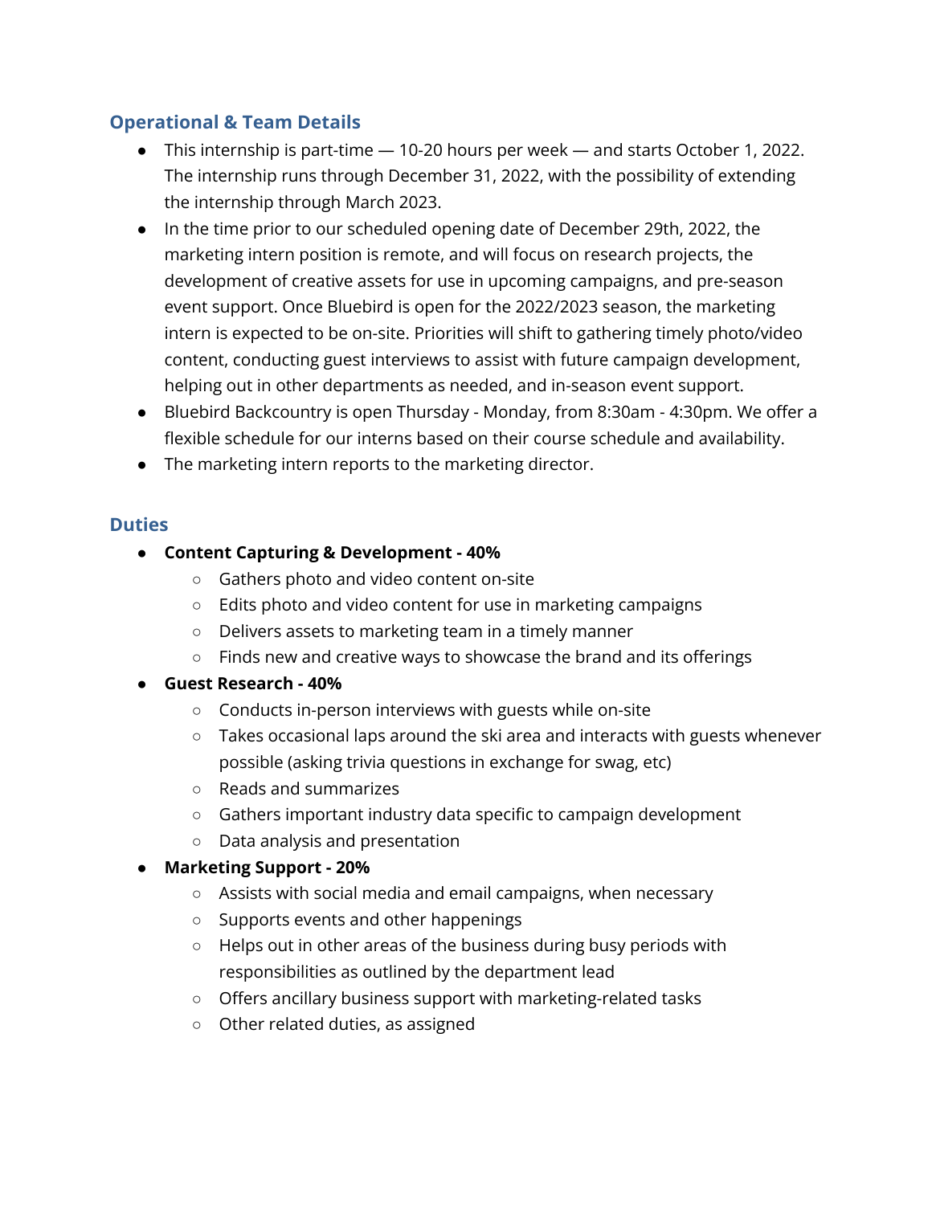## Operational & Team Details

- This internship is part-time — 10-20 hours per week — and starts October 1, 2022. The internship runs through December 31, 2022, with the possibility of extending the internship through March 2023.
- In the time prior to our scheduled opening date of December 29th, 2022, the marketing intern position is remote, and will focus on research projects, the development of creative assets for use in upcoming campaigns, and pre-season event support. Once Bluebird is open for the 2022/2023 season, the marketing intern is expected to be on-site. Priorities will shift to gathering timely photo/video content, conducting guest interviews to assist with future campaign development, helping out in other departments as needed, and in-season event support.
- Bluebird Backcountry is open Thursday - Monday, from 8:30am - 4:30pm. We offer a flexible schedule for our interns based on their course schedule and availability.
- The marketing intern reports to the marketing director.

## Duties

- **Content Capturing & Development - 40%**
  - Gathers photo and video content on-site
  - Edits photo and video content for use in marketing campaigns
  - Delivers assets to marketing team in a timely manner
  - Finds new and creative ways to showcase the brand and its offerings
- **Guest Research - 40%**
  - Conducts in-person interviews with guests while on-site
  - Takes occasional laps around the ski area and interacts with guests whenever possible (asking trivia questions in exchange for swag, etc)
  - Reads and summarizes
  - Gathers important industry data specific to campaign development
  - Data analysis and presentation
- **Marketing Support - 20%**
  - Assists with social media and email campaigns, when necessary
  - Supports events and other happenings
  - Helps out in other areas of the business during busy periods with responsibilities as outlined by the department lead
  - Offers ancillary business support with marketing-related tasks
  - Other related duties, as assigned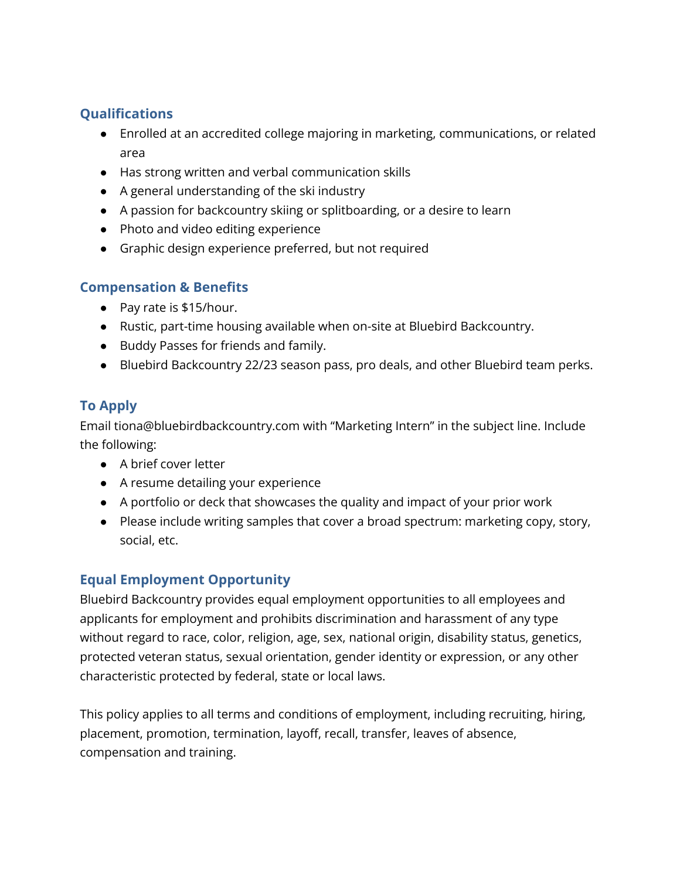## Qualifications

- Enrolled at an accredited college majoring in marketing, communications, or related area
- Has strong written and verbal communication skills
- A general understanding of the ski industry
- A passion for backcountry skiing or splitboarding, or a desire to learn
- Photo and video editing experience
- Graphic design experience preferred, but not required

## Compensation & Benefits

- Pay rate is $15/hour.
- Rustic, part-time housing available when on-site at Bluebird Backcountry.
- Buddy Passes for friends and family.
- Bluebird Backcountry 22/23 season pass, pro deals, and other Bluebird team perks.

## To Apply

Email tiona@bluebirdbackcountry.com with “Marketing Intern” in the subject line. Include the following:

- A brief cover letter
- A resume detailing your experience
- A portfolio or deck that showcases the quality and impact of your prior work
- Please include writing samples that cover a broad spectrum: marketing copy, story, social, etc.

## Equal Employment Opportunity

Bluebird Backcountry provides equal employment opportunities to all employees and applicants for employment and prohibits discrimination and harassment of any type without regard to race, color, religion, age, sex, national origin, disability status, genetics, protected veteran status, sexual orientation, gender identity or expression, or any other characteristic protected by federal, state or local laws.

This policy applies to all terms and conditions of employment, including recruiting, hiring, placement, promotion, termination, layoff, recall, transfer, leaves of absence, compensation and training.